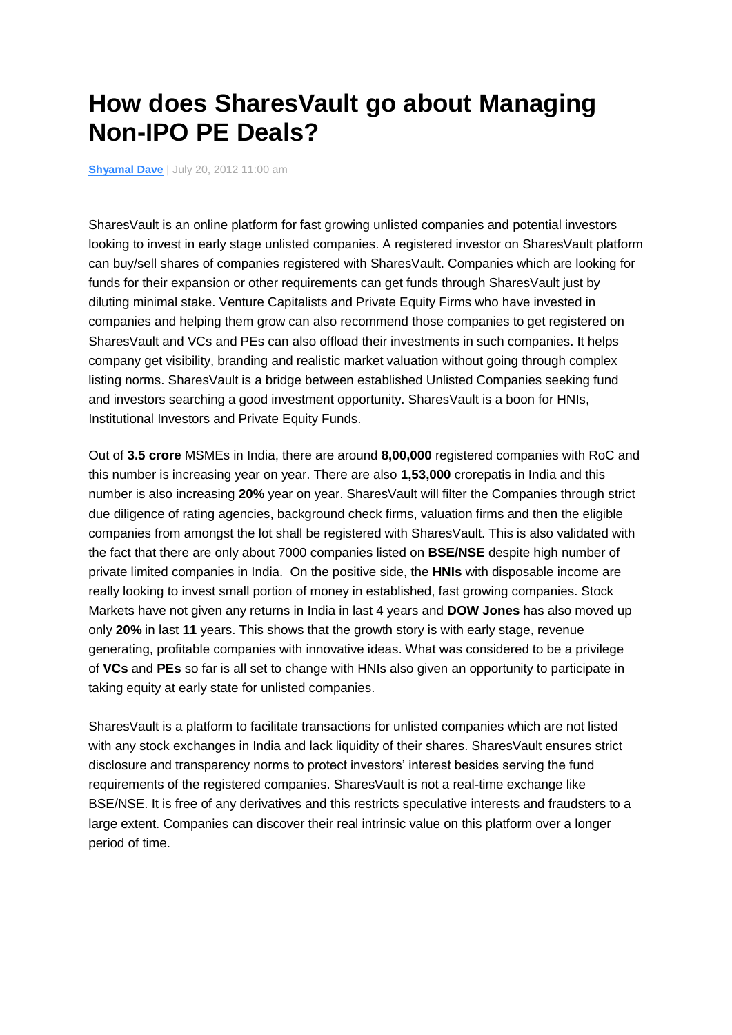# How does SharesVault go about Managing Non-IPO PE Deals?

**Shyamal Dave** | July 20, 2012 11:00 am

SharesVault is an online platform for fast growing unlisted companies and potential investors looking to invest in early stage unlisted companies. A registered investor on SharesVault platform can buy/sell shares of companies registered with SharesVault. Companies which are looking for funds for their expansion or other requirements can get funds through SharesVault just by diluting minimal stake. Venture Capitalists and Private Equity Firms who have invested in companies and helping them grow can also recommend those companies to get registered on SharesVault and VCs and PEs can also offload their investments in such companies. It helps company get visibility, branding and realistic market valuation without going through complex listing norms. SharesVault is a bridge between established Unlisted Companies seeking fund and investors searching a good investment opportunity. SharesVault is a boon for HNIs, Institutional Investors and Private Equity Funds.

Out of **3.5 crore** MSMEs in India, there are around **8,00,000** registered companies with RoC and this number is increasing year on year. There are also **1,53,000** crorepatis in India and this number is also increasing **20%** year on year. SharesVault will filter the Companies through strict due diligence of rating agencies, background check firms, valuation firms and then the eligible companies from amongst the lot shall be registered with SharesVault. This is also validated with the fact that there are only about 7000 companies listed on **BSE/NSE** despite high number of private limited companies in India. On the positive side, the **HNIs** with disposable income are really looking to invest small portion of money in established, fast growing companies. Stock Markets have not given any returns in India in last 4 years and **DOW Jones** has also moved up only **20%** in last **11** years. This shows that the growth story is with early stage, revenue generating, profitable companies with innovative ideas. What was considered to be a privilege of **VCs** and **PEs** so far is all set to change with HNIs also given an opportunity to participate in taking equity at early state for unlisted companies.

SharesVault is a platform to facilitate transactions for unlisted companies which are not listed with any stock exchanges in India and lack liquidity of their shares. SharesVault ensures strict disclosure and transparency norms to protect investors' interest besides serving the fund requirements of the registered companies. SharesVault is not a real-time exchange like BSE/NSE. It is free of any derivatives and this restricts speculative interests and fraudsters to a large extent. Companies can discover their real intrinsic value on this platform over a longer period of time.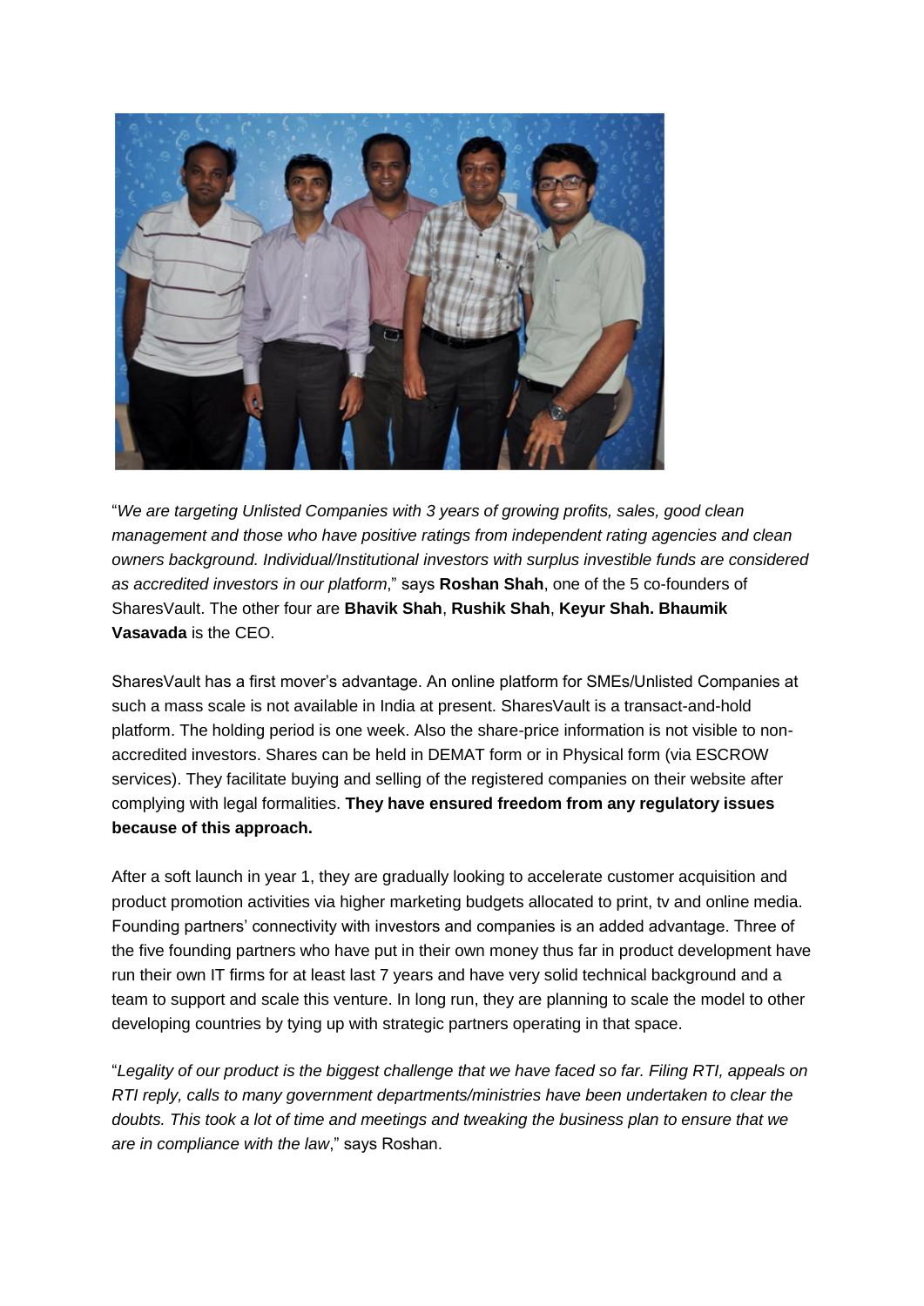"*We are targeting Unlisted Companies with 3 years of growing profits, sales, good clean management and those who have positive ratings from independent rating agencies and clean owners background. Individual/Institutional investors with surplus investible funds are considered as accredited investors in our platform*," says **Roshan Shah**, one of the 5 co-founders of SharesVault. The other four are **Bhavik Shah**, **Rushik Shah**, **Keyur Shah. Bhaumik Vasavada** is the CEO.

SharesVault has a first mover's advantage. An online platform for SMEs/Unlisted Companies at such a mass scale is not available in India at present. SharesVault is a transact-and-hold platform. The holding period is one week. Also the share-price information is not visible to non-accredited investors. Shares can be held in DEMAT form or in Physical form (via ESCROW services). They facilitate buying and selling of the registered companies on their website after complying with legal formalities. **They have ensured freedom from any regulatory issues because of this approach.**

After a soft launch in year 1, they are gradually looking to accelerate customer acquisition and product promotion activities via higher marketing budgets allocated to print, tv and online media. Founding partners' connectivity with investors and companies is an added advantage. Three of the five founding partners who have put in their own money thus far in product development have run their own IT firms for at least last 7 years and have very solid technical background and a team to support and scale this venture. In long run, they are planning to scale the model to other developing countries by tying up with strategic partners operating in that space.

"*Legality of our product is the biggest challenge that we have faced so far. Filing RTI, appeals on RTI reply, calls to many government departments/ministries have been undertaken to clear the doubts. This took a lot of time and meetings and tweaking the business plan to ensure that we are in compliance with the law*," says Roshan.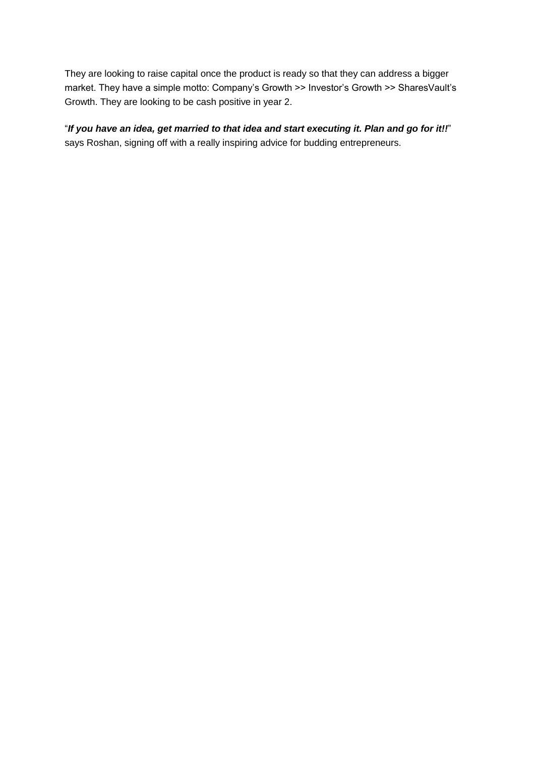They are looking to raise capital once the product is ready so that they can address a bigger market. They have a simple motto: Company's Growth >> Investor's Growth >> SharesVault's Growth. They are looking to be cash positive in year 2.

"***If you have an idea, get married to that idea and start executing it. Plan and go for it!!***" says Roshan, signing off with a really inspiring advice for budding entrepreneurs.